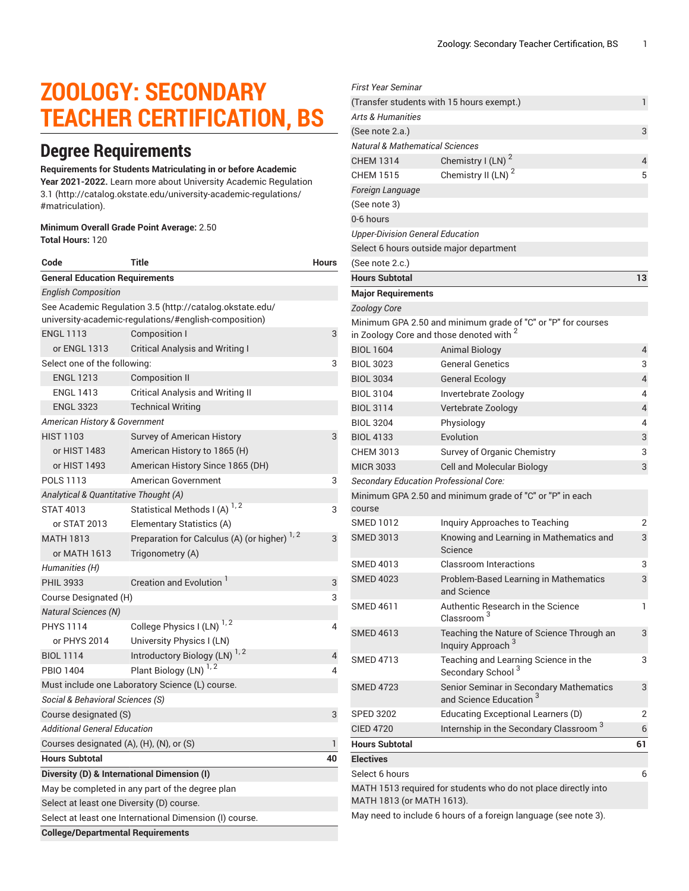# ZOOLOGY: SECONDARY TEACHER CERTIFICATION, BS

## Degree Requirements

**Requirements for Students Matriculating in or before Academic Year 2021-2022.** Learn more about University Academic Regulation 3.1 (http://catalog.okstate.edu/university-academic-regulations/#matriculation).

**Minimum Overall Grade Point Average:** 2.50
**Total Hours:** 120

| Code | Title | Hours |
|---|---|---|
| **General Education Requirements** | | |
| *English Composition* | | |
| See Academic Regulation 3.5 (http://catalog.okstate.edu/university-academic-regulations/#english-composition) | | |
| ENGL 1113 | Composition I | 3 |
| or ENGL 1313 | Critical Analysis and Writing I | |
| Select one of the following: | | 3 |
| ENGL 1213 | Composition II | |
| ENGL 1413 | Critical Analysis and Writing II | |
| ENGL 3323 | Technical Writing | |
| *American History & Government* | | |
| HIST 1103 | Survey of American History | 3 |
| or HIST 1483 | American History to 1865 (H) | |
| or HIST 1493 | American History Since 1865 (DH) | |
| POLS 1113 | American Government | 3 |
| *Analytical & Quantitative Thought (A)* | | |
| STAT 4013 | Statistical Methods I (A) [1, 2] | 3 |
| or STAT 2013 | Elementary Statistics (A) | |
| MATH 1813 | Preparation for Calculus (A) (or higher) [1, 2] | 3 |
| or MATH 1613 | Trigonometry (A) | |
| *Humanities (H)* | | |
| PHIL 3933 | Creation and Evolution [1] | 3 |
| Course Designated (H) | | 3 |
| *Natural Sciences (N)* | | |
| PHYS 1114 | College Physics I (LN) [1, 2] | 4 |
| or PHYS 2014 | University Physics I (LN) | |
| BIOL 1114 | Introductory Biology (LN) [1, 2] | 4 |
| PBIO 1404 | Plant Biology (LN) [1, 2] | 4 |
| Must include one Laboratory Science (L) course. | | |
| *Social & Behavioral Sciences (S)* | | |
| Course designated (S) | | 3 |
| *Additional General Education* | | |
| Courses designated (A), (H), (N), or (S) | | 1 |
| **Hours Subtotal** | | **40** |
| **Diversity (D) & International Dimension (I)** | | |
| May be completed in any part of the degree plan | | |
| Select at least one Diversity (D) course. | | |
| Select at least one International Dimension (I) course. | | |
| **College/Departmental Requirements** | | |
| *First Year Seminar* | | |
| (Transfer students with 15 hours exempt.) | | 1 |
| *Arts & Humanities* | | |
| (See note 2.a.) | | 3 |
| *Natural & Mathematical Sciences* | | |
| CHEM 1314 | Chemistry I (LN) [2] | 4 |
| CHEM 1515 | Chemistry II (LN) [2] | 5 |
| *Foreign Language* | | |
| (See note 3) | | |
| 0-6 hours | | |
| *Upper-Division General Education* | | |
| Select 6 hours outside major department | | |
| (See note 2.c.) | | |
| **Hours Subtotal** | | **13** |
| **Major Requirements** | | |
| *Zoology Core* | | |
| Minimum GPA 2.50 and minimum grade of "C" or "P" for courses in Zoology Core and those denoted with [2] | | |
| BIOL 1604 | Animal Biology | 4 |
| BIOL 3023 | General Genetics | 3 |
| BIOL 3034 | General Ecology | 4 |
| BIOL 3104 | Invertebrate Zoology | 4 |
| BIOL 3114 | Vertebrate Zoology | 4 |
| BIOL 3204 | Physiology | 4 |
| BIOL 4133 | Evolution | 3 |
| CHEM 3013 | Survey of Organic Chemistry | 3 |
| MICR 3033 | Cell and Molecular Biology | 3 |
| *Secondary Education Professional Core:* | | |
| Minimum GPA 2.50 and minimum grade of "C" or "P" in each course | | |
| SMED 1012 | Inquiry Approaches to Teaching | 2 |
| SMED 3013 | Knowing and Learning in Mathematics and Science | 3 |
| SMED 4013 | Classroom Interactions | 3 |
| SMED 4023 | Problem-Based Learning in Mathematics and Science | 3 |
| SMED 4611 | Authentic Research in the Science Classroom [3] | 1 |
| SMED 4613 | Teaching the Nature of Science Through an Inquiry Approach [3] | 3 |
| SMED 4713 | Teaching and Learning Science in the Secondary School [3] | 3 |
| SMED 4723 | Senior Seminar in Secondary Mathematics and Science Education [3] | 3 |
| SPED 3202 | Educating Exceptional Learners (D) | 2 |
| CIED 4720 | Internship in the Secondary Classroom [3] | 6 |
| **Hours Subtotal** | | **61** |
| **Electives** | | |
| Select 6 hours | | 6 |
| MATH 1513 required for students who do not place directly into MATH 1813 (or MATH 1613). | | |
| May need to include 6 hours of a foreign language (see note 3). | | |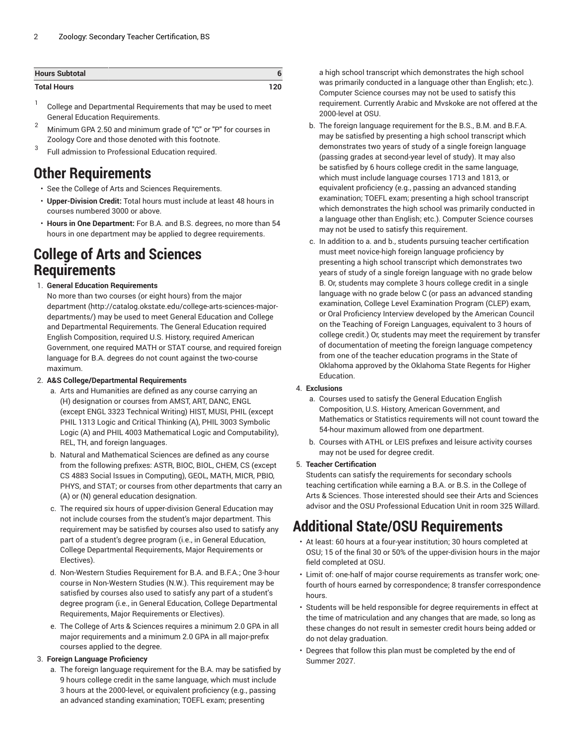| | |
|---|---|
| **Hours Subtotal** | **6** |
| **Total Hours** | **120** |

1. College and Departmental Requirements that may be used to meet General Education Requirements.
2. Minimum GPA 2.50 and minimum grade of "C" or "P" for courses in Zoology Core and those denoted with this footnote.
3. Full admission to Professional Education required.

# Other Requirements

- See the College of Arts and Sciences Requirements.
- **Upper-Division Credit:** Total hours must include at least 48 hours in courses numbered 3000 or above.
- **Hours in One Department:** For B.A. and B.S. degrees, no more than 54 hours in one department may be applied to degree requirements.

# College of Arts and Sciences Requirements

1. **General Education Requirements**
   No more than two courses (or eight hours) from the major department (http://catalog.okstate.edu/college-arts-sciences-major-departments/) may be used to meet General Education and College and Departmental Requirements. The General Education required English Composition, required U.S. History, required American Government, one required MATH or STAT course, and required foreign language for B.A. degrees do not count against the two-course maximum.
2. **A&S College/Departmental Requirements**
   a. Arts and Humanities are defined as any course carrying an (H) designation or courses from AMST, ART, DANC, ENGL (except ENGL 3323 Technical Writing) HIST, MUSI, PHIL (except PHIL 1313 Logic and Critical Thinking (A), PHIL 3003 Symbolic Logic (A) and PHIL 4003 Mathematical Logic and Computability), REL, TH, and foreign languages.
   b. Natural and Mathematical Sciences are defined as any course from the following prefixes: ASTR, BIOC, BIOL, CHEM, CS (except CS 4883 Social Issues in Computing), GEOL, MATH, MICR, PBIO, PHYS, and STAT; or courses from other departments that carry an (A) or (N) general education designation.
   c. The required six hours of upper-division General Education may not include courses from the student's major department. This requirement may be satisfied by courses also used to satisfy any part of a student's degree program (i.e., in General Education, College Departmental Requirements, Major Requirements or Electives).
   d. Non-Western Studies Requirement for B.A. and B.F.A.; One 3-hour course in Non-Western Studies (N.W.). This requirement may be satisfied by courses also used to satisfy any part of a student's degree program (i.e., in General Education, College Departmental Requirements, Major Requirements or Electives).
   e. The College of Arts & Sciences requires a minimum 2.0 GPA in all major requirements and a minimum 2.0 GPA in all major-prefix courses applied to the degree.
3. **Foreign Language Proficiency**
   a. The foreign language requirement for the B.A. may be satisfied by 9 hours college credit in the same language, which must include 3 hours at the 2000-level, or equivalent proficiency (e.g., passing an advanced standing examination; TOEFL exam; presenting a high school transcript which demonstrates the high school was primarily conducted in a language other than English; etc.). Computer Science courses may not be used to satisfy this requirement. Currently Arabic and Mvskoke are not offered at the 2000-level at OSU.
   b. The foreign language requirement for the B.S., B.M. and B.F.A. may be satisfied by presenting a high school transcript which demonstrates two years of study of a single foreign language (passing grades at second-year level of study). It may also be satisfied by 6 hours college credit in the same language, which must include language courses 1713 and 1813, or equivalent proficiency (e.g., passing an advanced standing examination; TOEFL exam; presenting a high school transcript which demonstrates the high school was primarily conducted in a language other than English; etc.). Computer Science courses may not be used to satisfy this requirement.
   c. In addition to a. and b., students pursuing teacher certification must meet novice-high foreign language proficiency by presenting a high school transcript which demonstrates two years of study of a single foreign language with no grade below B. Or, students may complete 3 hours college credit in a single language with no grade below C (or pass an advanced standing examination, College Level Examination Program (CLEP) exam, or Oral Proficiency Interview developed by the American Council on the Teaching of Foreign Languages, equivalent to 3 hours of college credit.) Or, students may meet the requirement by transfer of documentation of meeting the foreign language competency from one of the teacher education programs in the State of Oklahoma approved by the Oklahoma State Regents for Higher Education.
4. **Exclusions**
   a. Courses used to satisfy the General Education English Composition, U.S. History, American Government, and Mathematics or Statistics requirements will not count toward the 54-hour maximum allowed from one department.
   b. Courses with ATHL or LEIS prefixes and leisure activity courses may not be used for degree credit.
5. **Teacher Certification**
   Students can satisfy the requirements for secondary schools teaching certification while earning a B.A. or B.S. in the College of Arts & Sciences. Those interested should see their Arts and Sciences advisor and the OSU Professional Education Unit in room 325 Willard.

# Additional State/OSU Requirements

- At least: 60 hours at a four-year institution; 30 hours completed at OSU; 15 of the final 30 or 50% of the upper-division hours in the major field completed at OSU.
- Limit of: one-half of major course requirements as transfer work; one-fourth of hours earned by correspondence; 8 transfer correspondence hours.
- Students will be held responsible for degree requirements in effect at the time of matriculation and any changes that are made, so long as these changes do not result in semester credit hours being added or do not delay graduation.
- Degrees that follow this plan must be completed by the end of Summer 2027.